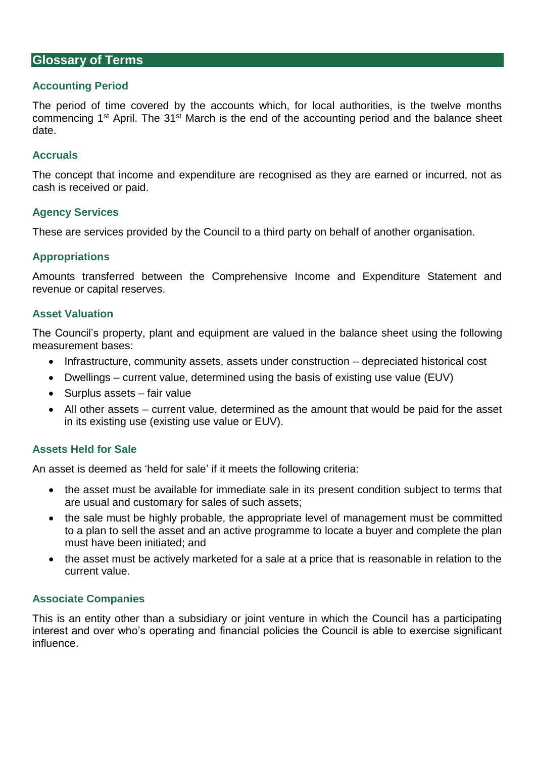# Glossary of Terms

## Accounting Period

The period of time covered by the accounts which, for local authorities, is the twelve months commencing 1st April. The 31st March is the end of the accounting period and the balance sheet date.

## Accruals

The concept that income and expenditure are recognised as they are earned or incurred, not as cash is received or paid.

## Agency Services

These are services provided by the Council to a third party on behalf of another organisation.

## Appropriations

Amounts transferred between the Comprehensive Income and Expenditure Statement and revenue or capital reserves.

## Asset Valuation

The Council's property, plant and equipment are valued in the balance sheet using the following measurement bases:

- Infrastructure, community assets, assets under construction – depreciated historical cost
- Dwellings – current value, determined using the basis of existing use value (EUV)
- Surplus assets – fair value
- All other assets – current value, determined as the amount that would be paid for the asset in its existing use (existing use value or EUV).

## Assets Held for Sale

An asset is deemed as 'held for sale' if it meets the following criteria:

- the asset must be available for immediate sale in its present condition subject to terms that are usual and customary for sales of such assets;
- the sale must be highly probable, the appropriate level of management must be committed to a plan to sell the asset and an active programme to locate a buyer and complete the plan must have been initiated; and
- the asset must be actively marketed for a sale at a price that is reasonable in relation to the current value.

## Associate Companies

This is an entity other than a subsidiary or joint venture in which the Council has a participating interest and over who's operating and financial policies the Council is able to exercise significant influence.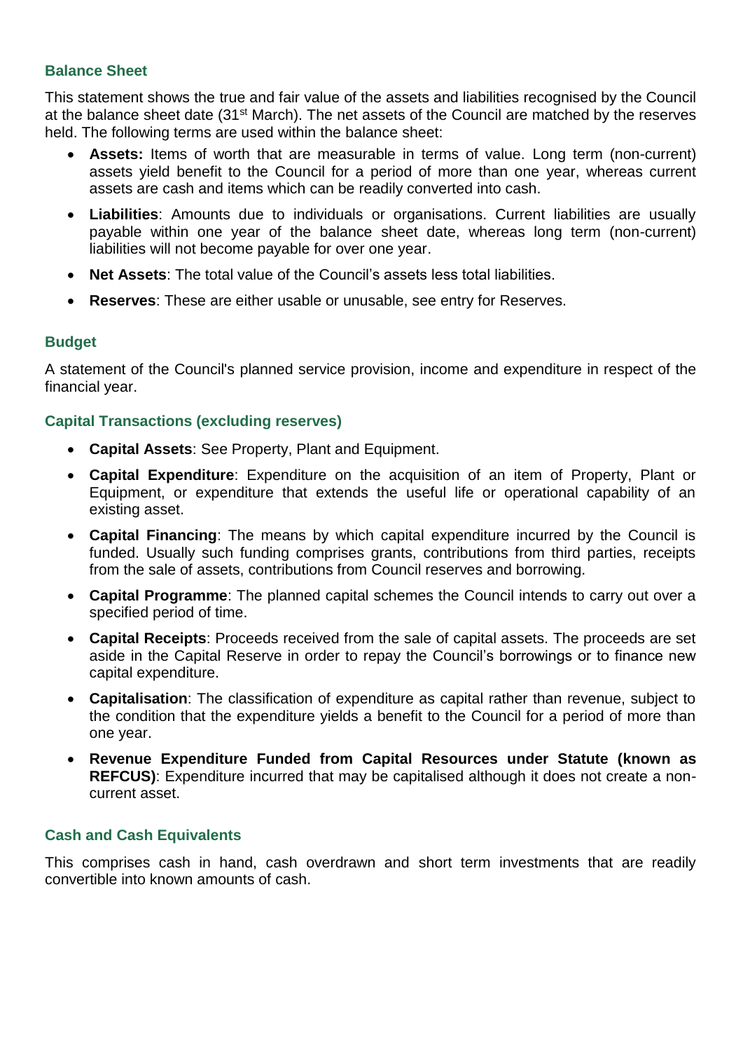### Balance Sheet

This statement shows the true and fair value of the assets and liabilities recognised by the Council at the balance sheet date (31st March). The net assets of the Council are matched by the reserves held. The following terms are used within the balance sheet:

- **Assets:** Items of worth that are measurable in terms of value. Long term (non-current) assets yield benefit to the Council for a period of more than one year, whereas current assets are cash and items which can be readily converted into cash.
- **Liabilities**: Amounts due to individuals or organisations. Current liabilities are usually payable within one year of the balance sheet date, whereas long term (non-current) liabilities will not become payable for over one year.
- **Net Assets**: The total value of the Council's assets less total liabilities.
- **Reserves**: These are either usable or unusable, see entry for Reserves.

### Budget

A statement of the Council's planned service provision, income and expenditure in respect of the financial year.

### Capital Transactions (excluding reserves)

- **Capital Assets**: See Property, Plant and Equipment.
- **Capital Expenditure**: Expenditure on the acquisition of an item of Property, Plant or Equipment, or expenditure that extends the useful life or operational capability of an existing asset.
- **Capital Financing**: The means by which capital expenditure incurred by the Council is funded. Usually such funding comprises grants, contributions from third parties, receipts from the sale of assets, contributions from Council reserves and borrowing.
- **Capital Programme**: The planned capital schemes the Council intends to carry out over a specified period of time.
- **Capital Receipts**: Proceeds received from the sale of capital assets. The proceeds are set aside in the Capital Reserve in order to repay the Council's borrowings or to finance new capital expenditure.
- **Capitalisation**: The classification of expenditure as capital rather than revenue, subject to the condition that the expenditure yields a benefit to the Council for a period of more than one year.
- **Revenue Expenditure Funded from Capital Resources under Statute (known as REFCUS)**: Expenditure incurred that may be capitalised although it does not create a non-current asset.

### Cash and Cash Equivalents

This comprises cash in hand, cash overdrawn and short term investments that are readily convertible into known amounts of cash.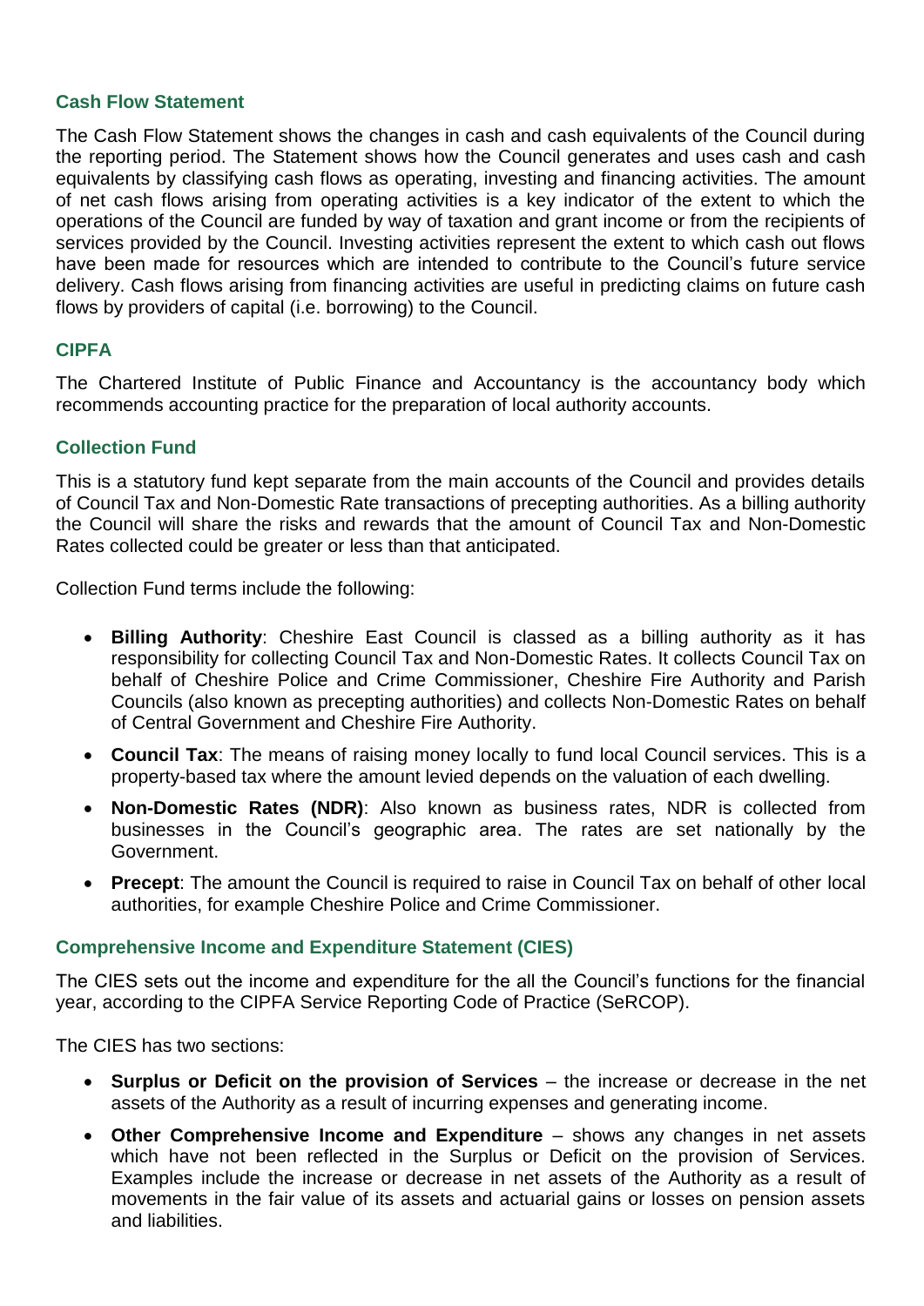### Cash Flow Statement

The Cash Flow Statement shows the changes in cash and cash equivalents of the Council during the reporting period. The Statement shows how the Council generates and uses cash and cash equivalents by classifying cash flows as operating, investing and financing activities. The amount of net cash flows arising from operating activities is a key indicator of the extent to which the operations of the Council are funded by way of taxation and grant income or from the recipients of services provided by the Council. Investing activities represent the extent to which cash out flows have been made for resources which are intended to contribute to the Council's future service delivery. Cash flows arising from financing activities are useful in predicting claims on future cash flows by providers of capital (i.e. borrowing) to the Council.

### CIPFA

The Chartered Institute of Public Finance and Accountancy is the accountancy body which recommends accounting practice for the preparation of local authority accounts.

### Collection Fund

This is a statutory fund kept separate from the main accounts of the Council and provides details of Council Tax and Non-Domestic Rate transactions of precepting authorities. As a billing authority the Council will share the risks and rewards that the amount of Council Tax and Non-Domestic Rates collected could be greater or less than that anticipated.

Collection Fund terms include the following:

- **Billing Authority**: Cheshire East Council is classed as a billing authority as it has responsibility for collecting Council Tax and Non-Domestic Rates. It collects Council Tax on behalf of Cheshire Police and Crime Commissioner, Cheshire Fire Authority and Parish Councils (also known as precepting authorities) and collects Non-Domestic Rates on behalf of Central Government and Cheshire Fire Authority.
- **Council Tax**: The means of raising money locally to fund local Council services. This is a property-based tax where the amount levied depends on the valuation of each dwelling.
- **Non-Domestic Rates (NDR)**: Also known as business rates, NDR is collected from businesses in the Council's geographic area. The rates are set nationally by the Government.
- **Precept**: The amount the Council is required to raise in Council Tax on behalf of other local authorities, for example Cheshire Police and Crime Commissioner.

### Comprehensive Income and Expenditure Statement (CIES)

The CIES sets out the income and expenditure for the all the Council's functions for the financial year, according to the CIPFA Service Reporting Code of Practice (SeRCOP).

The CIES has two sections:

- **Surplus or Deficit on the provision of Services** – the increase or decrease in the net assets of the Authority as a result of incurring expenses and generating income.
- **Other Comprehensive Income and Expenditure** – shows any changes in net assets which have not been reflected in the Surplus or Deficit on the provision of Services. Examples include the increase or decrease in net assets of the Authority as a result of movements in the fair value of its assets and actuarial gains or losses on pension assets and liabilities.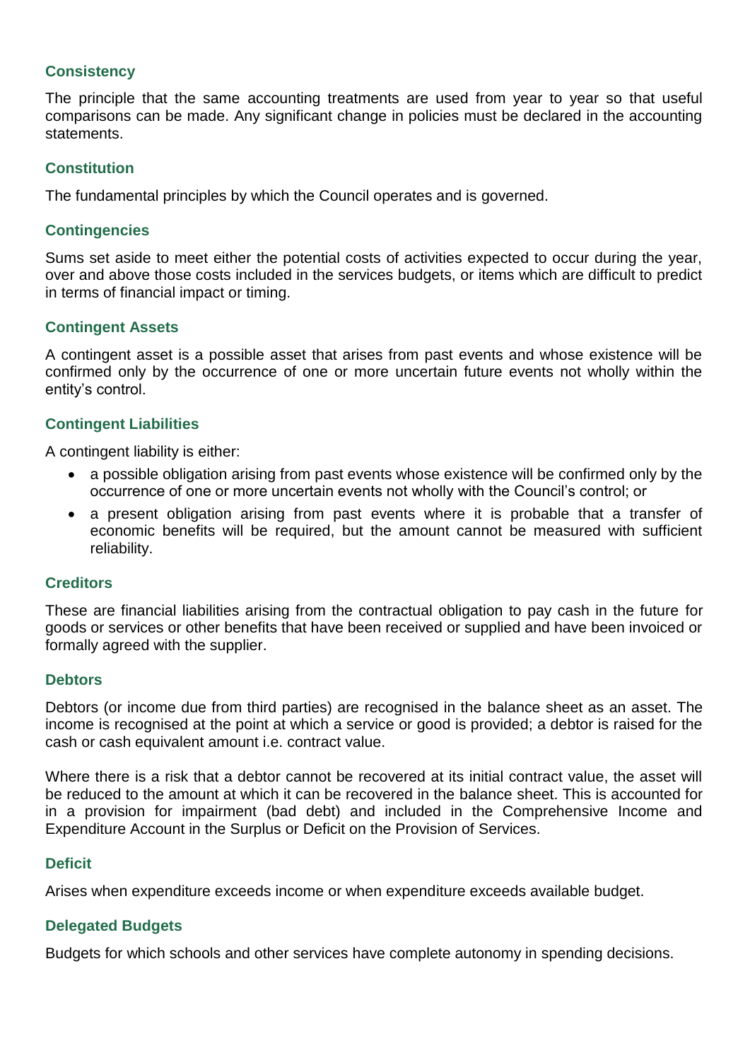### Consistency

The principle that the same accounting treatments are used from year to year so that useful comparisons can be made. Any significant change in policies must be declared in the accounting statements.

### Constitution

The fundamental principles by which the Council operates and is governed.

### Contingencies

Sums set aside to meet either the potential costs of activities expected to occur during the year, over and above those costs included in the services budgets, or items which are difficult to predict in terms of financial impact or timing.

### Contingent Assets

A contingent asset is a possible asset that arises from past events and whose existence will be confirmed only by the occurrence of one or more uncertain future events not wholly within the entity's control.

### Contingent Liabilities

A contingent liability is either:

- a possible obligation arising from past events whose existence will be confirmed only by the occurrence of one or more uncertain events not wholly with the Council's control; or
- a present obligation arising from past events where it is probable that a transfer of economic benefits will be required, but the amount cannot be measured with sufficient reliability.

### Creditors

These are financial liabilities arising from the contractual obligation to pay cash in the future for goods or services or other benefits that have been received or supplied and have been invoiced or formally agreed with the supplier.

### Debtors

Debtors (or income due from third parties) are recognised in the balance sheet as an asset. The income is recognised at the point at which a service or good is provided; a debtor is raised for the cash or cash equivalent amount i.e. contract value.

Where there is a risk that a debtor cannot be recovered at its initial contract value, the asset will be reduced to the amount at which it can be recovered in the balance sheet. This is accounted for in a provision for impairment (bad debt) and included in the Comprehensive Income and Expenditure Account in the Surplus or Deficit on the Provision of Services.

### Deficit

Arises when expenditure exceeds income or when expenditure exceeds available budget.

### Delegated Budgets

Budgets for which schools and other services have complete autonomy in spending decisions.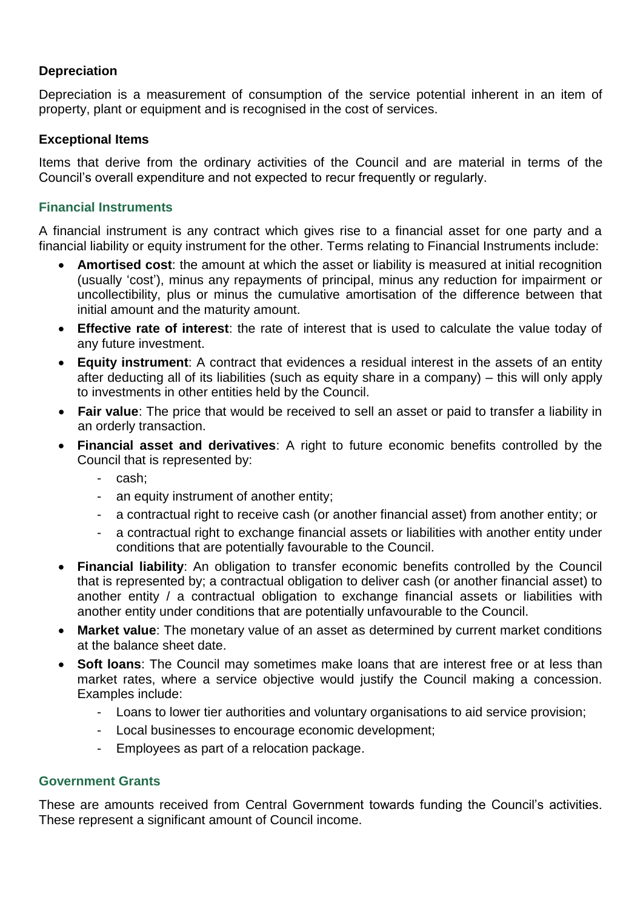### Depreciation

Depreciation is a measurement of consumption of the service potential inherent in an item of property, plant or equipment and is recognised in the cost of services.

### Exceptional Items

Items that derive from the ordinary activities of the Council and are material in terms of the Council's overall expenditure and not expected to recur frequently or regularly.

### Financial Instruments

A financial instrument is any contract which gives rise to a financial asset for one party and a financial liability or equity instrument for the other. Terms relating to Financial Instruments include:

- **Amortised cost**: the amount at which the asset or liability is measured at initial recognition (usually 'cost'), minus any repayments of principal, minus any reduction for impairment or uncollectibility, plus or minus the cumulative amortisation of the difference between that initial amount and the maturity amount.
- **Effective rate of interest**: the rate of interest that is used to calculate the value today of any future investment.
- **Equity instrument**: A contract that evidences a residual interest in the assets of an entity after deducting all of its liabilities (such as equity share in a company) – this will only apply to investments in other entities held by the Council.
- **Fair value**: The price that would be received to sell an asset or paid to transfer a liability in an orderly transaction.
- **Financial asset and derivatives**: A right to future economic benefits controlled by the Council that is represented by:
  - cash;
  - an equity instrument of another entity;
  - a contractual right to receive cash (or another financial asset) from another entity; or
  - a contractual right to exchange financial assets or liabilities with another entity under conditions that are potentially favourable to the Council.
- **Financial liability**: An obligation to transfer economic benefits controlled by the Council that is represented by; a contractual obligation to deliver cash (or another financial asset) to another entity / a contractual obligation to exchange financial assets or liabilities with another entity under conditions that are potentially unfavourable to the Council.
- **Market value**: The monetary value of an asset as determined by current market conditions at the balance sheet date.
- **Soft loans**: The Council may sometimes make loans that are interest free or at less than market rates, where a service objective would justify the Council making a concession. Examples include:
  - Loans to lower tier authorities and voluntary organisations to aid service provision;
  - Local businesses to encourage economic development;
  - Employees as part of a relocation package.

### Government Grants

These are amounts received from Central Government towards funding the Council's activities. These represent a significant amount of Council income.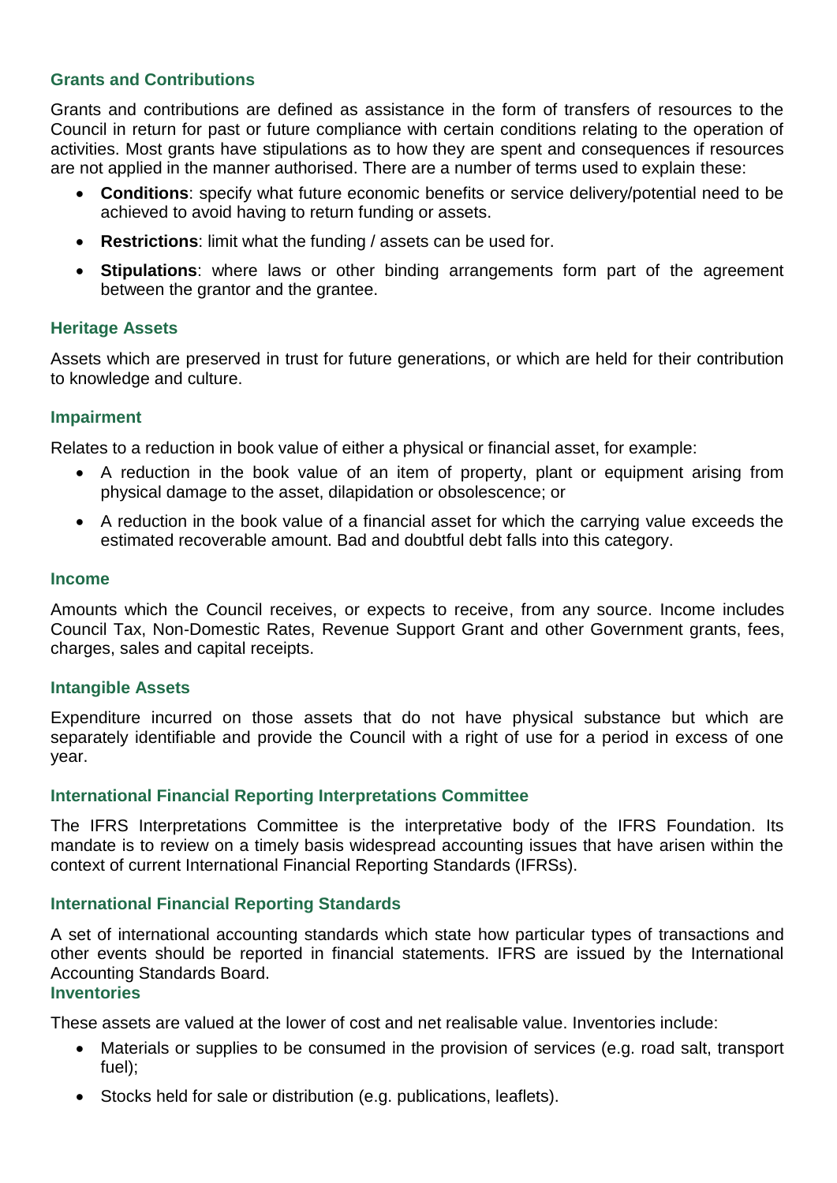### Grants and Contributions

Grants and contributions are defined as assistance in the form of transfers of resources to the Council in return for past or future compliance with certain conditions relating to the operation of activities. Most grants have stipulations as to how they are spent and consequences if resources are not applied in the manner authorised. There are a number of terms used to explain these:

- **Conditions**: specify what future economic benefits or service delivery/potential need to be achieved to avoid having to return funding or assets.
- **Restrictions**: limit what the funding / assets can be used for.
- **Stipulations**: where laws or other binding arrangements form part of the agreement between the grantor and the grantee.

### Heritage Assets

Assets which are preserved in trust for future generations, or which are held for their contribution to knowledge and culture.

### Impairment

Relates to a reduction in book value of either a physical or financial asset, for example:

- A reduction in the book value of an item of property, plant or equipment arising from physical damage to the asset, dilapidation or obsolescence; or
- A reduction in the book value of a financial asset for which the carrying value exceeds the estimated recoverable amount. Bad and doubtful debt falls into this category.

### Income

Amounts which the Council receives, or expects to receive, from any source. Income includes Council Tax, Non-Domestic Rates, Revenue Support Grant and other Government grants, fees, charges, sales and capital receipts.

### Intangible Assets

Expenditure incurred on those assets that do not have physical substance but which are separately identifiable and provide the Council with a right of use for a period in excess of one year.

### International Financial Reporting Interpretations Committee

The IFRS Interpretations Committee is the interpretative body of the IFRS Foundation. Its mandate is to review on a timely basis widespread accounting issues that have arisen within the context of current International Financial Reporting Standards (IFRSs).

### International Financial Reporting Standards

A set of international accounting standards which state how particular types of transactions and other events should be reported in financial statements. IFRS are issued by the International Accounting Standards Board.

### Inventories

These assets are valued at the lower of cost and net realisable value. Inventories include:

- Materials or supplies to be consumed in the provision of services (e.g. road salt, transport fuel);
- Stocks held for sale or distribution (e.g. publications, leaflets).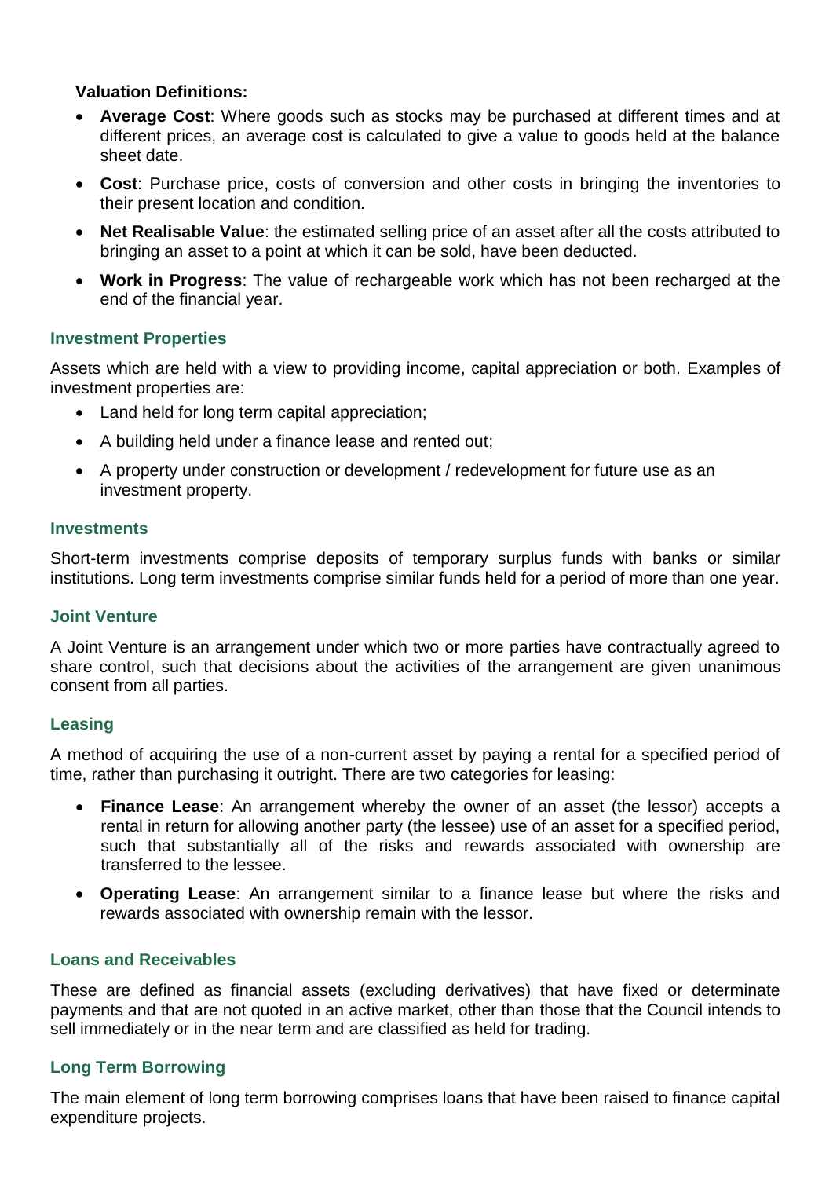**Valuation Definitions:**

- **Average Cost**: Where goods such as stocks may be purchased at different times and at different prices, an average cost is calculated to give a value to goods held at the balance sheet date.
- **Cost**: Purchase price, costs of conversion and other costs in bringing the inventories to their present location and condition.
- **Net Realisable Value**: the estimated selling price of an asset after all the costs attributed to bringing an asset to a point at which it can be sold, have been deducted.
- **Work in Progress**: The value of rechargeable work which has not been recharged at the end of the financial year.

### Investment Properties

Assets which are held with a view to providing income, capital appreciation or both. Examples of investment properties are:

- Land held for long term capital appreciation;
- A building held under a finance lease and rented out;
- A property under construction or development / redevelopment for future use as an investment property.

### Investments

Short-term investments comprise deposits of temporary surplus funds with banks or similar institutions. Long term investments comprise similar funds held for a period of more than one year.

### Joint Venture

A Joint Venture is an arrangement under which two or more parties have contractually agreed to share control, such that decisions about the activities of the arrangement are given unanimous consent from all parties.

### Leasing

A method of acquiring the use of a non-current asset by paying a rental for a specified period of time, rather than purchasing it outright. There are two categories for leasing:

- **Finance Lease**: An arrangement whereby the owner of an asset (the lessor) accepts a rental in return for allowing another party (the lessee) use of an asset for a specified period, such that substantially all of the risks and rewards associated with ownership are transferred to the lessee.
- **Operating Lease**: An arrangement similar to a finance lease but where the risks and rewards associated with ownership remain with the lessor.

### Loans and Receivables

These are defined as financial assets (excluding derivatives) that have fixed or determinate payments and that are not quoted in an active market, other than those that the Council intends to sell immediately or in the near term and are classified as held for trading.

### Long Term Borrowing

The main element of long term borrowing comprises loans that have been raised to finance capital expenditure projects.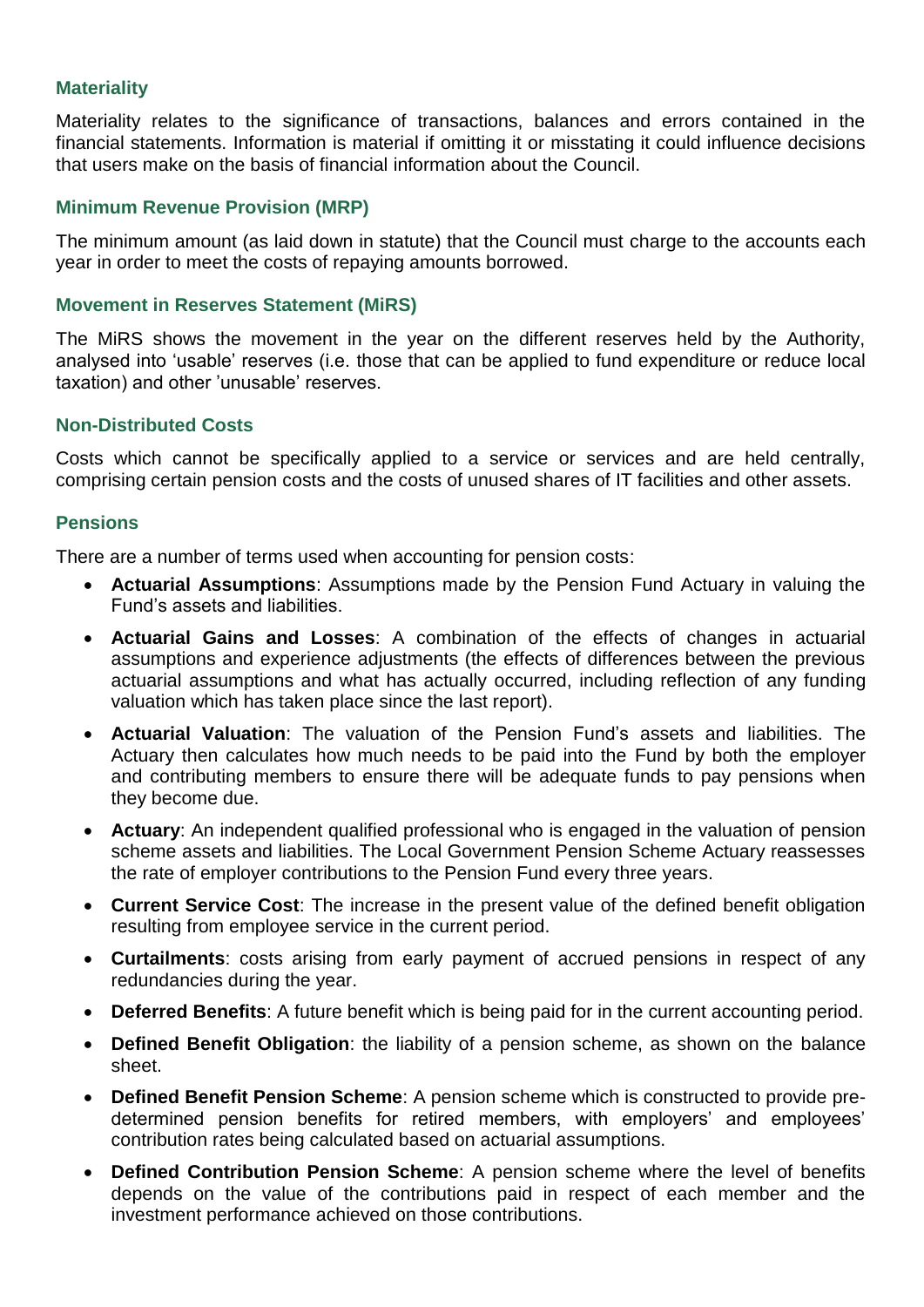### Materiality

Materiality relates to the significance of transactions, balances and errors contained in the financial statements. Information is material if omitting it or misstating it could influence decisions that users make on the basis of financial information about the Council.

### Minimum Revenue Provision (MRP)

The minimum amount (as laid down in statute) that the Council must charge to the accounts each year in order to meet the costs of repaying amounts borrowed.

### Movement in Reserves Statement (MiRS)

The MiRS shows the movement in the year on the different reserves held by the Authority, analysed into 'usable' reserves (i.e. those that can be applied to fund expenditure or reduce local taxation) and other 'unusable' reserves.

### Non-Distributed Costs

Costs which cannot be specifically applied to a service or services and are held centrally, comprising certain pension costs and the costs of unused shares of IT facilities and other assets.

### Pensions

There are a number of terms used when accounting for pension costs:

- **Actuarial Assumptions**: Assumptions made by the Pension Fund Actuary in valuing the Fund's assets and liabilities.
- **Actuarial Gains and Losses**: A combination of the effects of changes in actuarial assumptions and experience adjustments (the effects of differences between the previous actuarial assumptions and what has actually occurred, including reflection of any funding valuation which has taken place since the last report).
- **Actuarial Valuation**: The valuation of the Pension Fund's assets and liabilities. The Actuary then calculates how much needs to be paid into the Fund by both the employer and contributing members to ensure there will be adequate funds to pay pensions when they become due.
- **Actuary**: An independent qualified professional who is engaged in the valuation of pension scheme assets and liabilities. The Local Government Pension Scheme Actuary reassesses the rate of employer contributions to the Pension Fund every three years.
- **Current Service Cost**: The increase in the present value of the defined benefit obligation resulting from employee service in the current period.
- **Curtailments**: costs arising from early payment of accrued pensions in respect of any redundancies during the year.
- **Deferred Benefits**: A future benefit which is being paid for in the current accounting period.
- **Defined Benefit Obligation**: the liability of a pension scheme, as shown on the balance sheet.
- **Defined Benefit Pension Scheme**: A pension scheme which is constructed to provide pre-determined pension benefits for retired members, with employers' and employees' contribution rates being calculated based on actuarial assumptions.
- **Defined Contribution Pension Scheme**: A pension scheme where the level of benefits depends on the value of the contributions paid in respect of each member and the investment performance achieved on those contributions.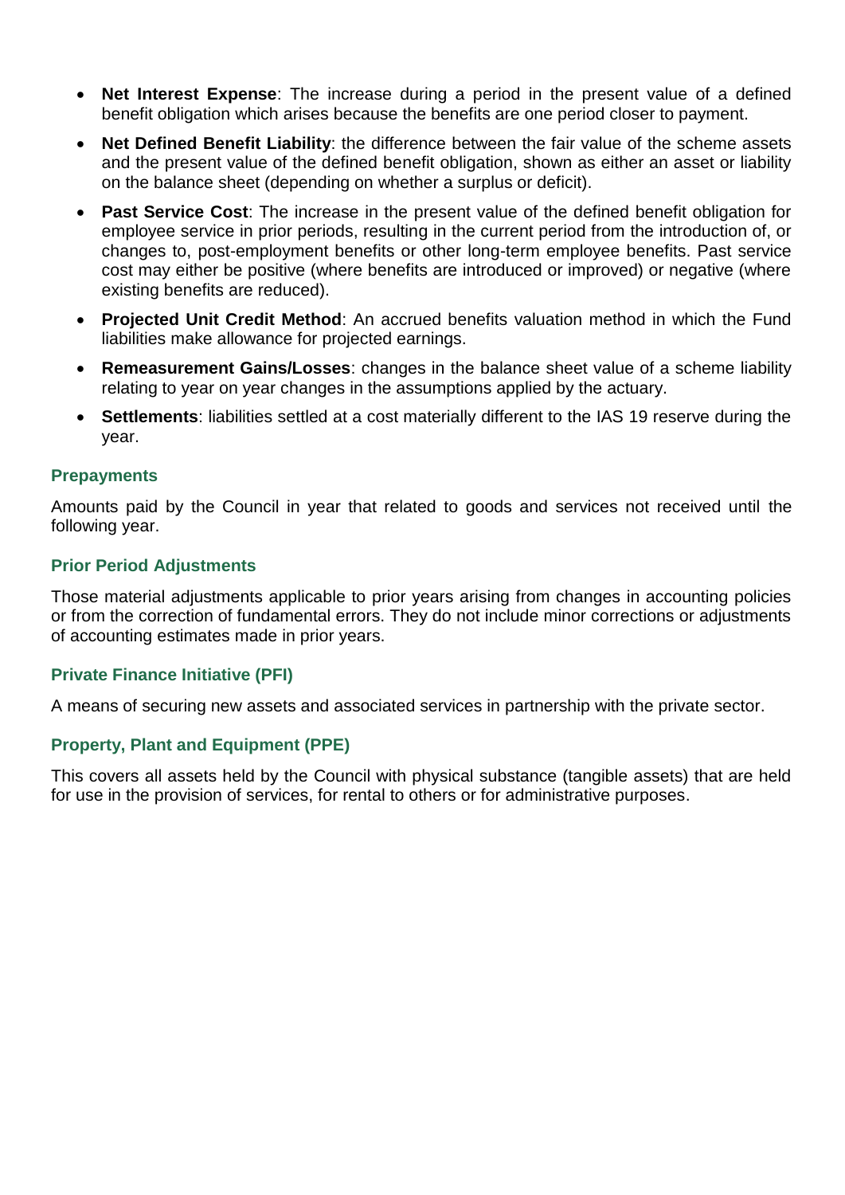- **Net Interest Expense**: The increase during a period in the present value of a defined benefit obligation which arises because the benefits are one period closer to payment.
- **Net Defined Benefit Liability**: the difference between the fair value of the scheme assets and the present value of the defined benefit obligation, shown as either an asset or liability on the balance sheet (depending on whether a surplus or deficit).
- **Past Service Cost**: The increase in the present value of the defined benefit obligation for employee service in prior periods, resulting in the current period from the introduction of, or changes to, post-employment benefits or other long-term employee benefits. Past service cost may either be positive (where benefits are introduced or improved) or negative (where existing benefits are reduced).
- **Projected Unit Credit Method**: An accrued benefits valuation method in which the Fund liabilities make allowance for projected earnings.
- **Remeasurement Gains/Losses**: changes in the balance sheet value of a scheme liability relating to year on year changes in the assumptions applied by the actuary.
- **Settlements**: liabilities settled at a cost materially different to the IAS 19 reserve during the year.

### Prepayments

Amounts paid by the Council in year that related to goods and services not received until the following year.

### Prior Period Adjustments

Those material adjustments applicable to prior years arising from changes in accounting policies or from the correction of fundamental errors. They do not include minor corrections or adjustments of accounting estimates made in prior years.

### Private Finance Initiative (PFI)

A means of securing new assets and associated services in partnership with the private sector.

### Property, Plant and Equipment (PPE)

This covers all assets held by the Council with physical substance (tangible assets) that are held for use in the provision of services, for rental to others or for administrative purposes.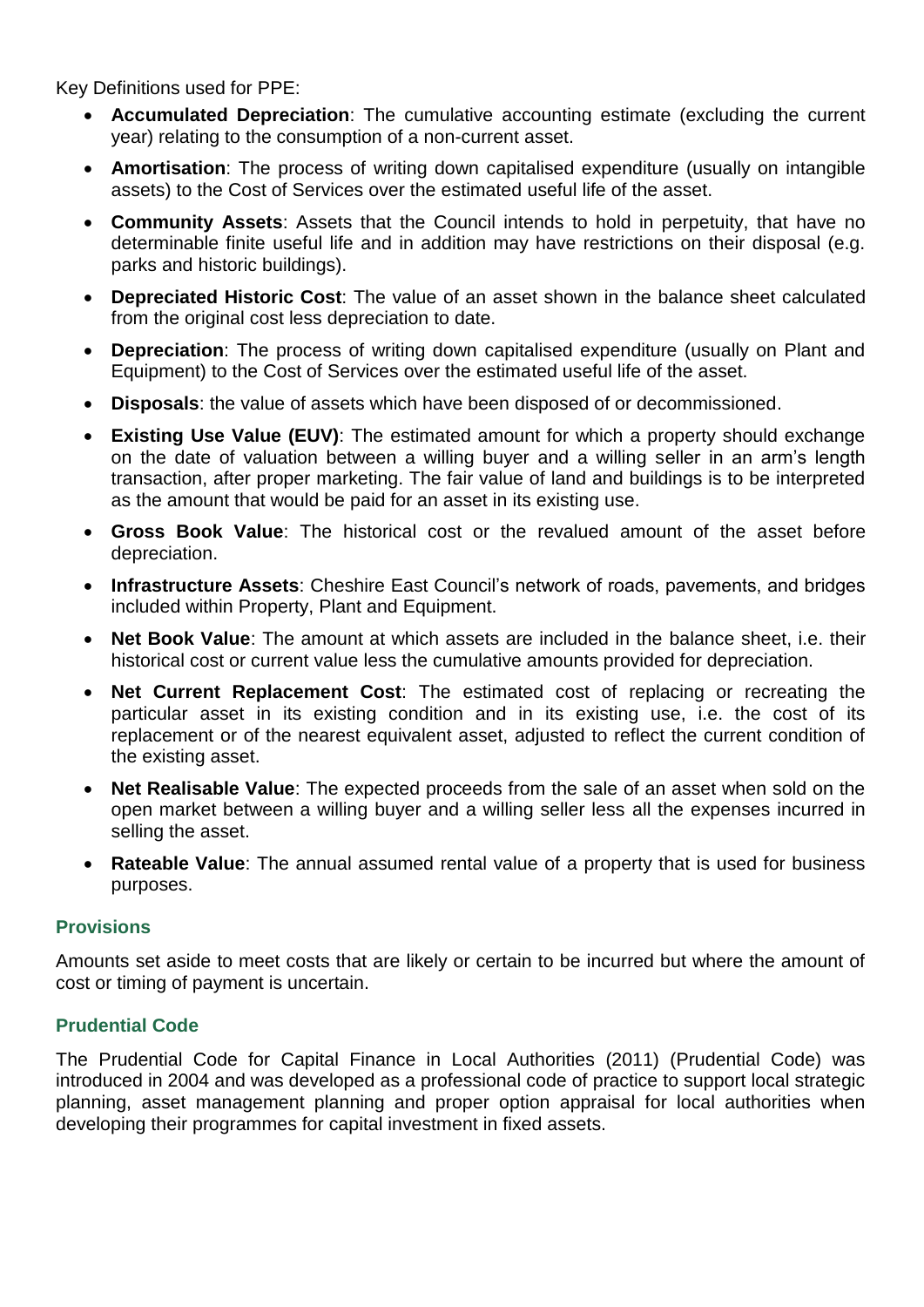Key Definitions used for PPE:

- **Accumulated Depreciation**: The cumulative accounting estimate (excluding the current year) relating to the consumption of a non-current asset.
- **Amortisation**: The process of writing down capitalised expenditure (usually on intangible assets) to the Cost of Services over the estimated useful life of the asset.
- **Community Assets**: Assets that the Council intends to hold in perpetuity, that have no determinable finite useful life and in addition may have restrictions on their disposal (e.g. parks and historic buildings).
- **Depreciated Historic Cost**: The value of an asset shown in the balance sheet calculated from the original cost less depreciation to date.
- **Depreciation**: The process of writing down capitalised expenditure (usually on Plant and Equipment) to the Cost of Services over the estimated useful life of the asset.
- **Disposals**: the value of assets which have been disposed of or decommissioned.
- **Existing Use Value (EUV)**: The estimated amount for which a property should exchange on the date of valuation between a willing buyer and a willing seller in an arm's length transaction, after proper marketing. The fair value of land and buildings is to be interpreted as the amount that would be paid for an asset in its existing use.
- **Gross Book Value**: The historical cost or the revalued amount of the asset before depreciation.
- **Infrastructure Assets**: Cheshire East Council's network of roads, pavements, and bridges included within Property, Plant and Equipment.
- **Net Book Value**: The amount at which assets are included in the balance sheet, i.e. their historical cost or current value less the cumulative amounts provided for depreciation.
- **Net Current Replacement Cost**: The estimated cost of replacing or recreating the particular asset in its existing condition and in its existing use, i.e. the cost of its replacement or of the nearest equivalent asset, adjusted to reflect the current condition of the existing asset.
- **Net Realisable Value**: The expected proceeds from the sale of an asset when sold on the open market between a willing buyer and a willing seller less all the expenses incurred in selling the asset.
- **Rateable Value**: The annual assumed rental value of a property that is used for business purposes.

### Provisions

Amounts set aside to meet costs that are likely or certain to be incurred but where the amount of cost or timing of payment is uncertain.

### Prudential Code

The Prudential Code for Capital Finance in Local Authorities (2011) (Prudential Code) was introduced in 2004 and was developed as a professional code of practice to support local strategic planning, asset management planning and proper option appraisal for local authorities when developing their programmes for capital investment in fixed assets.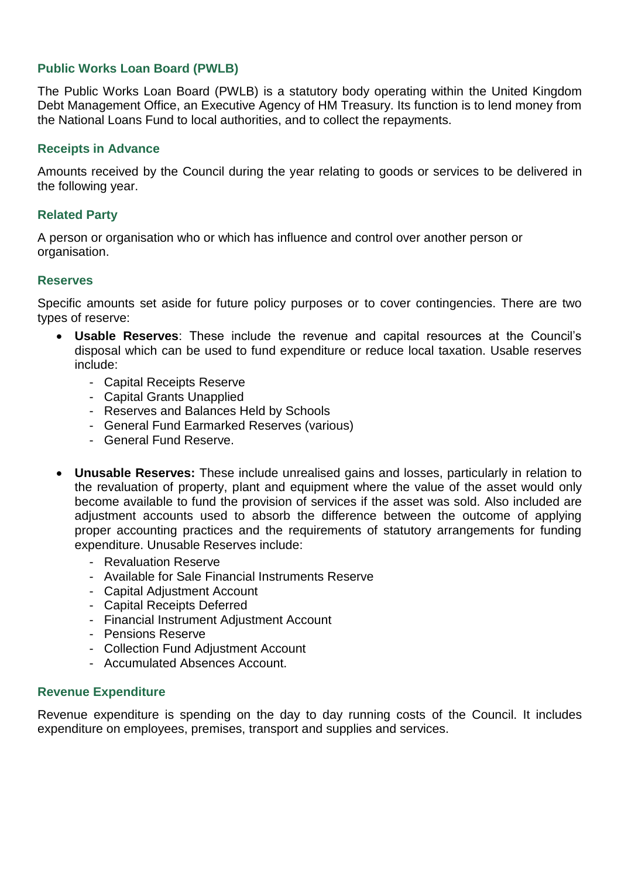### Public Works Loan Board (PWLB)

The Public Works Loan Board (PWLB) is a statutory body operating within the United Kingdom Debt Management Office, an Executive Agency of HM Treasury. Its function is to lend money from the National Loans Fund to local authorities, and to collect the repayments.

### Receipts in Advance

Amounts received by the Council during the year relating to goods or services to be delivered in the following year.

### Related Party

A person or organisation who or which has influence and control over another person or organisation.

### Reserves

Specific amounts set aside for future policy purposes or to cover contingencies. There are two types of reserve:

- **Usable Reserves**: These include the revenue and capital resources at the Council's disposal which can be used to fund expenditure or reduce local taxation. Usable reserves include:
  - Capital Receipts Reserve
  - Capital Grants Unapplied
  - Reserves and Balances Held by Schools
  - General Fund Earmarked Reserves (various)
  - General Fund Reserve.

- **Unusable Reserves:** These include unrealised gains and losses, particularly in relation to the revaluation of property, plant and equipment where the value of the asset would only become available to fund the provision of services if the asset was sold. Also included are adjustment accounts used to absorb the difference between the outcome of applying proper accounting practices and the requirements of statutory arrangements for funding expenditure. Unusable Reserves include:
  - Revaluation Reserve
  - Available for Sale Financial Instruments Reserve
  - Capital Adjustment Account
  - Capital Receipts Deferred
  - Financial Instrument Adjustment Account
  - Pensions Reserve
  - Collection Fund Adjustment Account
  - Accumulated Absences Account.

### Revenue Expenditure

Revenue expenditure is spending on the day to day running costs of the Council. It includes expenditure on employees, premises, transport and supplies and services.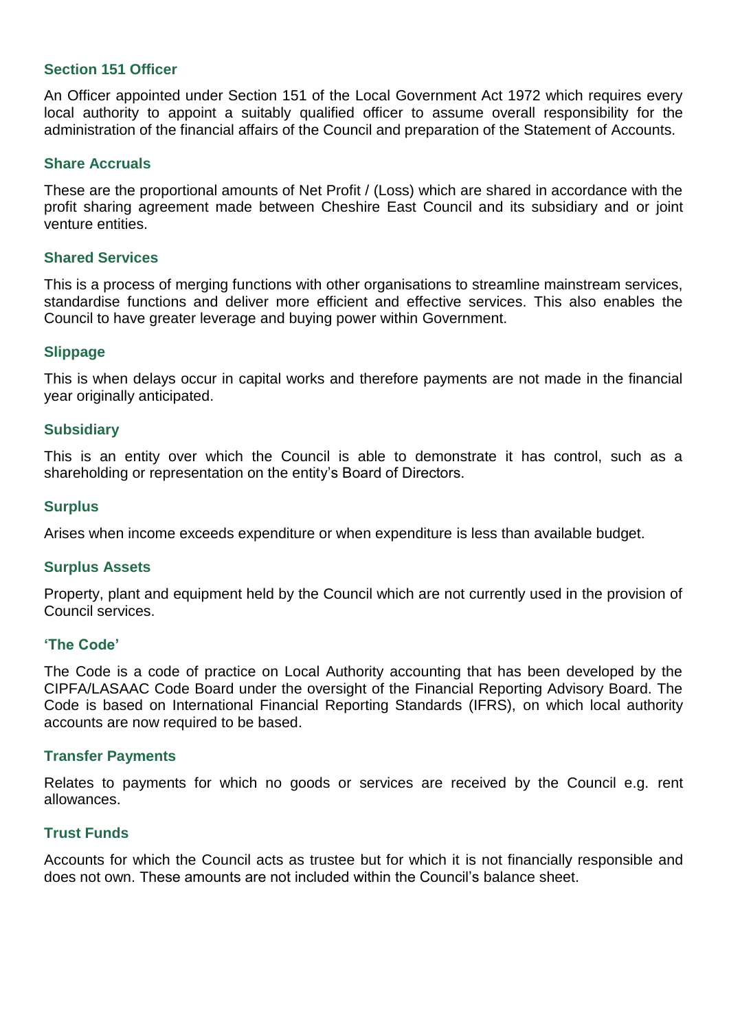### Section 151 Officer

An Officer appointed under Section 151 of the Local Government Act 1972 which requires every local authority to appoint a suitably qualified officer to assume overall responsibility for the administration of the financial affairs of the Council and preparation of the Statement of Accounts.

### Share Accruals

These are the proportional amounts of Net Profit / (Loss) which are shared in accordance with the profit sharing agreement made between Cheshire East Council and its subsidiary and or joint venture entities.

### Shared Services

This is a process of merging functions with other organisations to streamline mainstream services, standardise functions and deliver more efficient and effective services. This also enables the Council to have greater leverage and buying power within Government.

### Slippage

This is when delays occur in capital works and therefore payments are not made in the financial year originally anticipated.

### Subsidiary

This is an entity over which the Council is able to demonstrate it has control, such as a shareholding or representation on the entity's Board of Directors.

### Surplus

Arises when income exceeds expenditure or when expenditure is less than available budget.

### Surplus Assets

Property, plant and equipment held by the Council which are not currently used in the provision of Council services.

### 'The Code'

The Code is a code of practice on Local Authority accounting that has been developed by the CIPFA/LASAAC Code Board under the oversight of the Financial Reporting Advisory Board. The Code is based on International Financial Reporting Standards (IFRS), on which local authority accounts are now required to be based.

### Transfer Payments

Relates to payments for which no goods or services are received by the Council e.g. rent allowances.

### Trust Funds

Accounts for which the Council acts as trustee but for which it is not financially responsible and does not own. These amounts are not included within the Council's balance sheet.